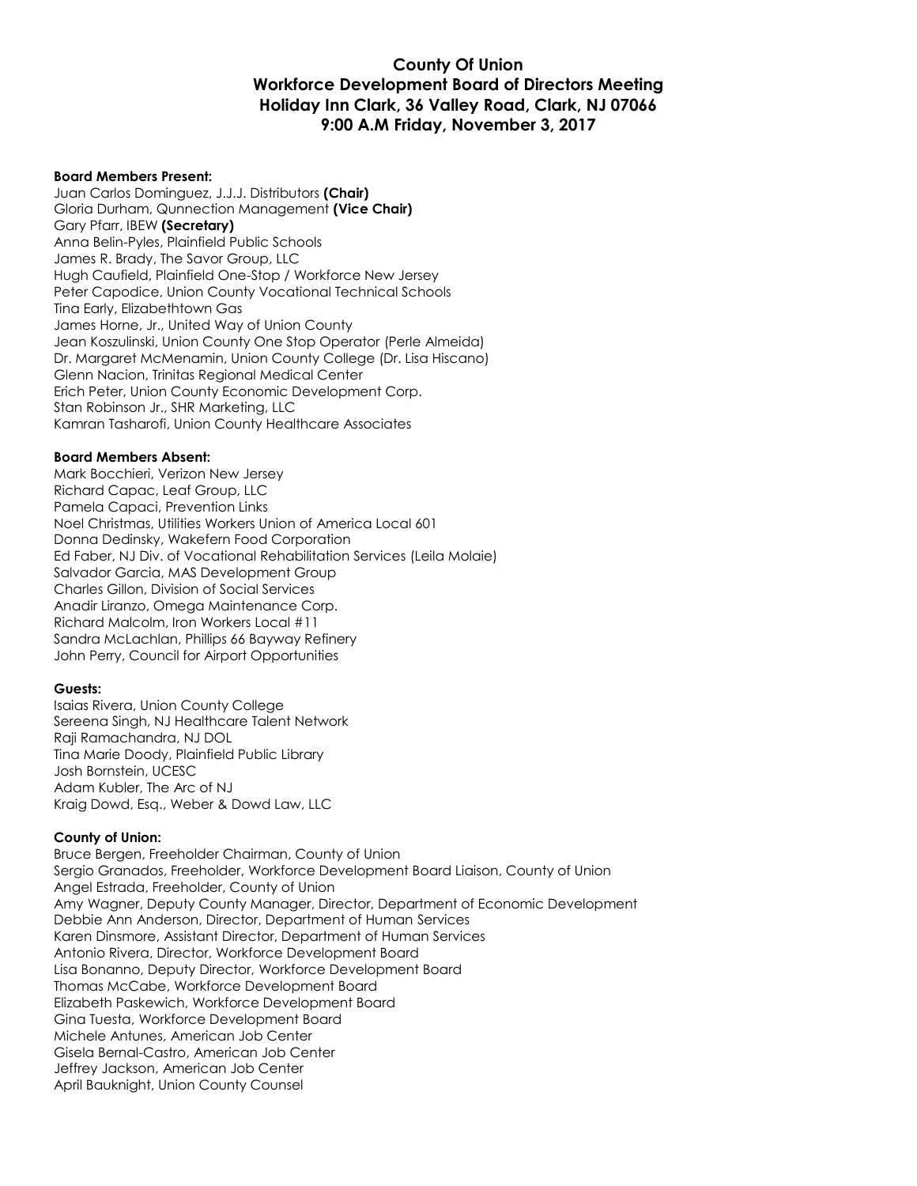# County Of Union
## Workforce Development Board of Directors Meeting
## Holiday Inn Clark, 36 Valley Road, Clark, NJ 07066
## 9:00 A.M Friday, November 3, 2017

**Board Members Present:**
Juan Carlos Dominguez, J.J.J. Distributors **(Chair)**
Gloria Durham, Qunnection Management **(Vice Chair)**
Gary Pfarr, IBEW **(Secretary)**
Anna Belin-Pyles, Plainfield Public Schools
James R. Brady, The Savor Group, LLC
Hugh Caufield, Plainfield One-Stop / Workforce New Jersey
Peter Capodice, Union County Vocational Technical Schools
Tina Early, Elizabethtown Gas
James Horne, Jr., United Way of Union County
Jean Koszulinski, Union County One Stop Operator (Perle Almeida)
Dr. Margaret McMenamin, Union County College (Dr. Lisa Hiscano)
Glenn Nacion, Trinitas Regional Medical Center
Erich Peter, Union County Economic Development Corp.
Stan Robinson Jr., SHR Marketing, LLC
Kamran Tasharofi, Union County Healthcare Associates

**Board Members Absent:**
Mark Bocchieri, Verizon New Jersey
Richard Capac, Leaf Group, LLC
Pamela Capaci, Prevention Links
Noel Christmas, Utilities Workers Union of America Local 601
Donna Dedinsky, Wakefern Food Corporation
Ed Faber, NJ Div. of Vocational Rehabilitation Services (Leila Molaie)
Salvador Garcia, MAS Development Group
Charles Gillon, Division of Social Services
Anadir Liranzo, Omega Maintenance Corp.
Richard Malcolm, Iron Workers Local #11
Sandra McLachlan, Phillips 66 Bayway Refinery
John Perry, Council for Airport Opportunities

**Guests:**
Isaias Rivera, Union County College
Sereena Singh, NJ Healthcare Talent Network
Raji Ramachandra, NJ DOL
Tina Marie Doody, Plainfield Public Library
Josh Bornstein, UCESC
Adam Kubler, The Arc of NJ
Kraig Dowd, Esq., Weber & Dowd Law, LLC

**County of Union:**
Bruce Bergen, Freeholder Chairman, County of Union
Sergio Granados, Freeholder, Workforce Development Board Liaison, County of Union
Angel Estrada, Freeholder, County of Union
Amy Wagner, Deputy County Manager, Director, Department of Economic Development
Debbie Ann Anderson, Director, Department of Human Services
Karen Dinsmore, Assistant Director, Department of Human Services
Antonio Rivera, Director, Workforce Development Board
Lisa Bonanno, Deputy Director, Workforce Development Board
Thomas McCabe, Workforce Development Board
Elizabeth Paskewich, Workforce Development Board
Gina Tuesta, Workforce Development Board
Michele Antunes, American Job Center
Gisela Bernal-Castro, American Job Center
Jeffrey Jackson, American Job Center
April Bauknight, Union County Counsel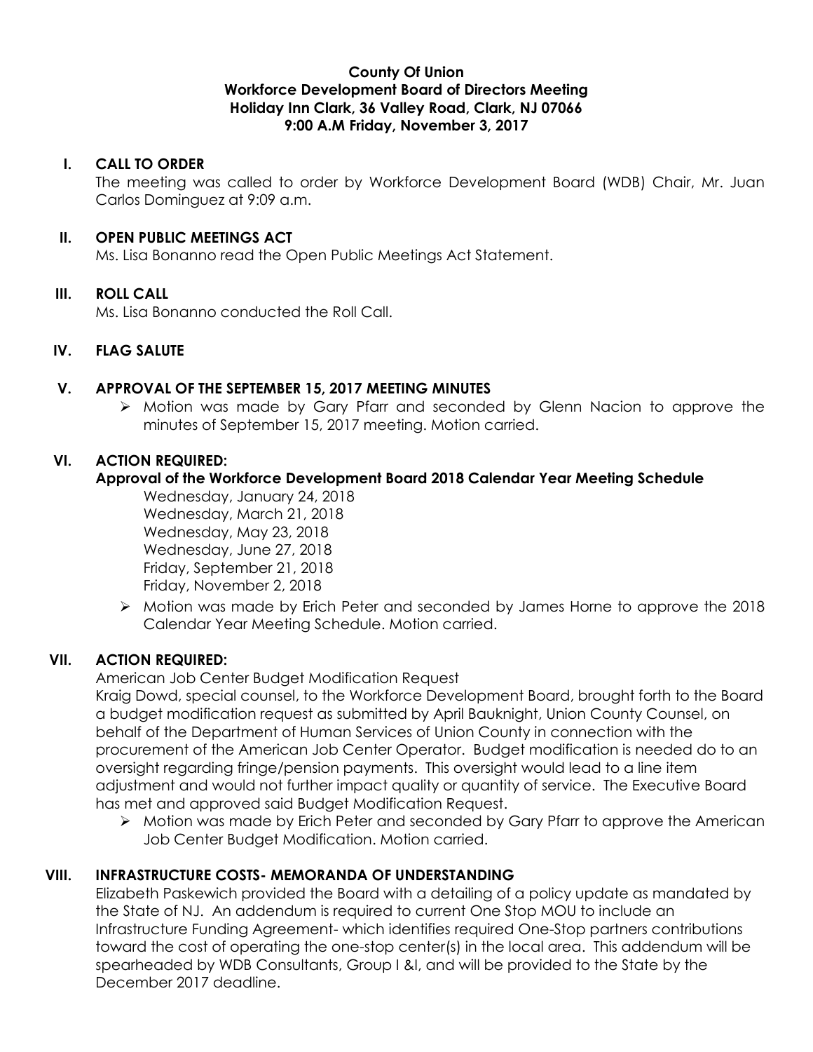**County Of Union**
**Workforce Development Board of Directors Meeting**
**Holiday Inn Clark, 36 Valley Road, Clark, NJ 07066**
**9:00 A.M Friday, November 3, 2017**

## I. CALL TO ORDER

The meeting was called to order by Workforce Development Board (WDB) Chair, Mr. Juan Carlos Dominguez at 9:09 a.m.

## II. OPEN PUBLIC MEETINGS ACT

Ms. Lisa Bonanno read the Open Public Meetings Act Statement.

## III. ROLL CALL

Ms. Lisa Bonanno conducted the Roll Call.

## IV. FLAG SALUTE

## V. APPROVAL OF THE SEPTEMBER 15, 2017 MEETING MINUTES

- Motion was made by Gary Pfarr and seconded by Glenn Nacion to approve the minutes of September 15, 2017 meeting. Motion carried.

## VI. ACTION REQUIRED:

**Approval of the Workforce Development Board 2018 Calendar Year Meeting Schedule**

Wednesday, January 24, 2018
Wednesday, March 21, 2018
Wednesday, May 23, 2018
Wednesday, June 27, 2018
Friday, September 21, 2018
Friday, November 2, 2018

- Motion was made by Erich Peter and seconded by James Horne to approve the 2018 Calendar Year Meeting Schedule. Motion carried.

## VII. ACTION REQUIRED:

American Job Center Budget Modification Request

Kraig Dowd, special counsel, to the Workforce Development Board, brought forth to the Board a budget modification request as submitted by April Bauknight, Union County Counsel, on behalf of the Department of Human Services of Union County in connection with the procurement of the American Job Center Operator. Budget modification is needed do to an oversight regarding fringe/pension payments. This oversight would lead to a line item adjustment and would not further impact quality or quantity of service. The Executive Board has met and approved said Budget Modification Request.

- Motion was made by Erich Peter and seconded by Gary Pfarr to approve the American Job Center Budget Modification. Motion carried.

## VIII. INFRASTRUCTURE COSTS- MEMORANDA OF UNDERSTANDING

Elizabeth Paskewich provided the Board with a detailing of a policy update as mandated by the State of NJ. An addendum is required to current One Stop MOU to include an Infrastructure Funding Agreement- which identifies required One-Stop partners contributions toward the cost of operating the one-stop center(s) in the local area. This addendum will be spearheaded by WDB Consultants, Group I &I, and will be provided to the State by the December 2017 deadline.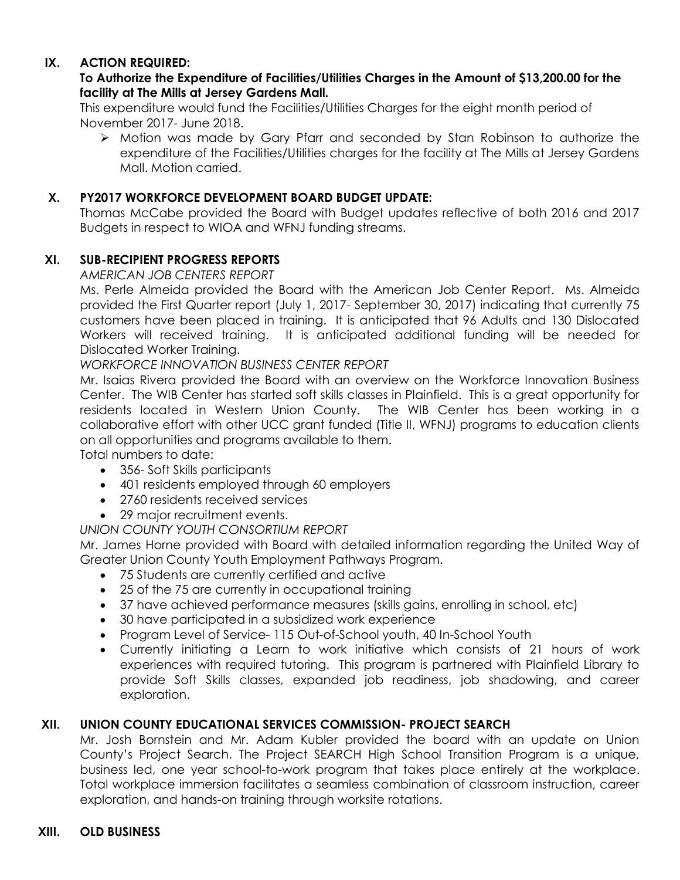## IX. ACTION REQUIRED:

**To Authorize the Expenditure of Facilities/Utilities Charges in the Amount of $13,200.00 for the facility at The Mills at Jersey Gardens Mall.**

This expenditure would fund the Facilities/Utilities Charges for the eight month period of November 2017- June 2018.

- Motion was made by Gary Pfarr and seconded by Stan Robinson to authorize the expenditure of the Facilities/Utilities charges for the facility at The Mills at Jersey Gardens Mall. Motion carried.

## X. PY2017 WORKFORCE DEVELOPMENT BOARD BUDGET UPDATE:

Thomas McCabe provided the Board with Budget updates reflective of both 2016 and 2017 Budgets in respect to WIOA and WFNJ funding streams.

## XI. SUB-RECIPIENT PROGRESS REPORTS

*AMERICAN JOB CENTERS REPORT*

Ms. Perle Almeida provided the Board with the American Job Center Report. Ms. Almeida provided the First Quarter report (July 1, 2017- September 30, 2017) indicating that currently 75 customers have been placed in training. It is anticipated that 96 Adults and 130 Dislocated Workers will received training. It is anticipated additional funding will be needed for Dislocated Worker Training.

*WORKFORCE INNOVATION BUSINESS CENTER REPORT*

Mr. Isaias Rivera provided the Board with an overview on the Workforce Innovation Business Center. The WIB Center has started soft skills classes in Plainfield. This is a great opportunity for residents located in Western Union County. The WIB Center has been working in a collaborative effort with other UCC grant funded (Title II, WFNJ) programs to education clients on all opportunities and programs available to them.

Total numbers to date:

- 356- Soft Skills participants
- 401 residents employed through 60 employers
- 2760 residents received services
- 29 major recruitment events.

*UNION COUNTY YOUTH CONSORTIUM REPORT*

Mr. James Horne provided with Board with detailed information regarding the United Way of Greater Union County Youth Employment Pathways Program.

- 75 Students are currently certified and active
- 25 of the 75 are currently in occupational training
- 37 have achieved performance measures (skills gains, enrolling in school, etc)
- 30 have participated in a subsidized work experience
- Program Level of Service- 115 Out-of-School youth, 40 In-School Youth
- Currently initiating a Learn to work initiative which consists of 21 hours of work experiences with required tutoring. This program is partnered with Plainfield Library to provide Soft Skills classes, expanded job readiness, job shadowing, and career exploration.

## XII. UNION COUNTY EDUCATIONAL SERVICES COMMISSION- PROJECT SEARCH

Mr. Josh Bornstein and Mr. Adam Kubler provided the board with an update on Union County's Project Search. The Project SEARCH High School Transition Program is a unique, business led, one year school-to-work program that takes place entirely at the workplace. Total workplace immersion facilitates a seamless combination of classroom instruction, career exploration, and hands-on training through worksite rotations.

## XIII. OLD BUSINESS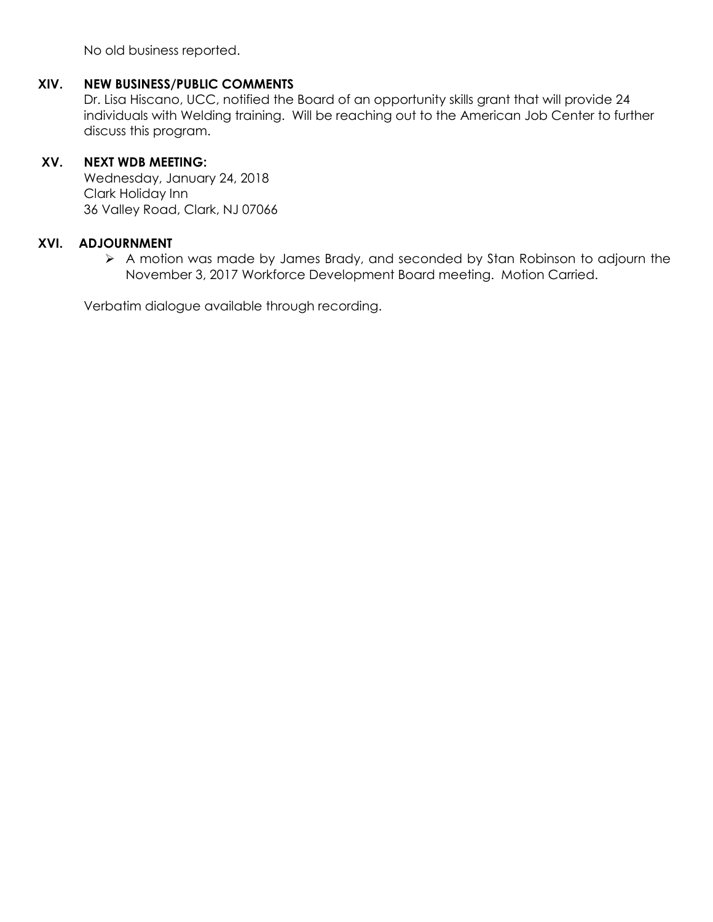No old business reported.

## XIV. NEW BUSINESS/PUBLIC COMMENTS

Dr. Lisa Hiscano, UCC, notified the Board of an opportunity skills grant that will provide 24 individuals with Welding training. Will be reaching out to the American Job Center to further discuss this program.

## XV. NEXT WDB MEETING:

Wednesday, January 24, 2018
Clark Holiday Inn
36 Valley Road, Clark, NJ 07066

## XVI. ADJOURNMENT

- A motion was made by James Brady, and seconded by Stan Robinson to adjourn the November 3, 2017 Workforce Development Board meeting. Motion Carried.

Verbatim dialogue available through recording.